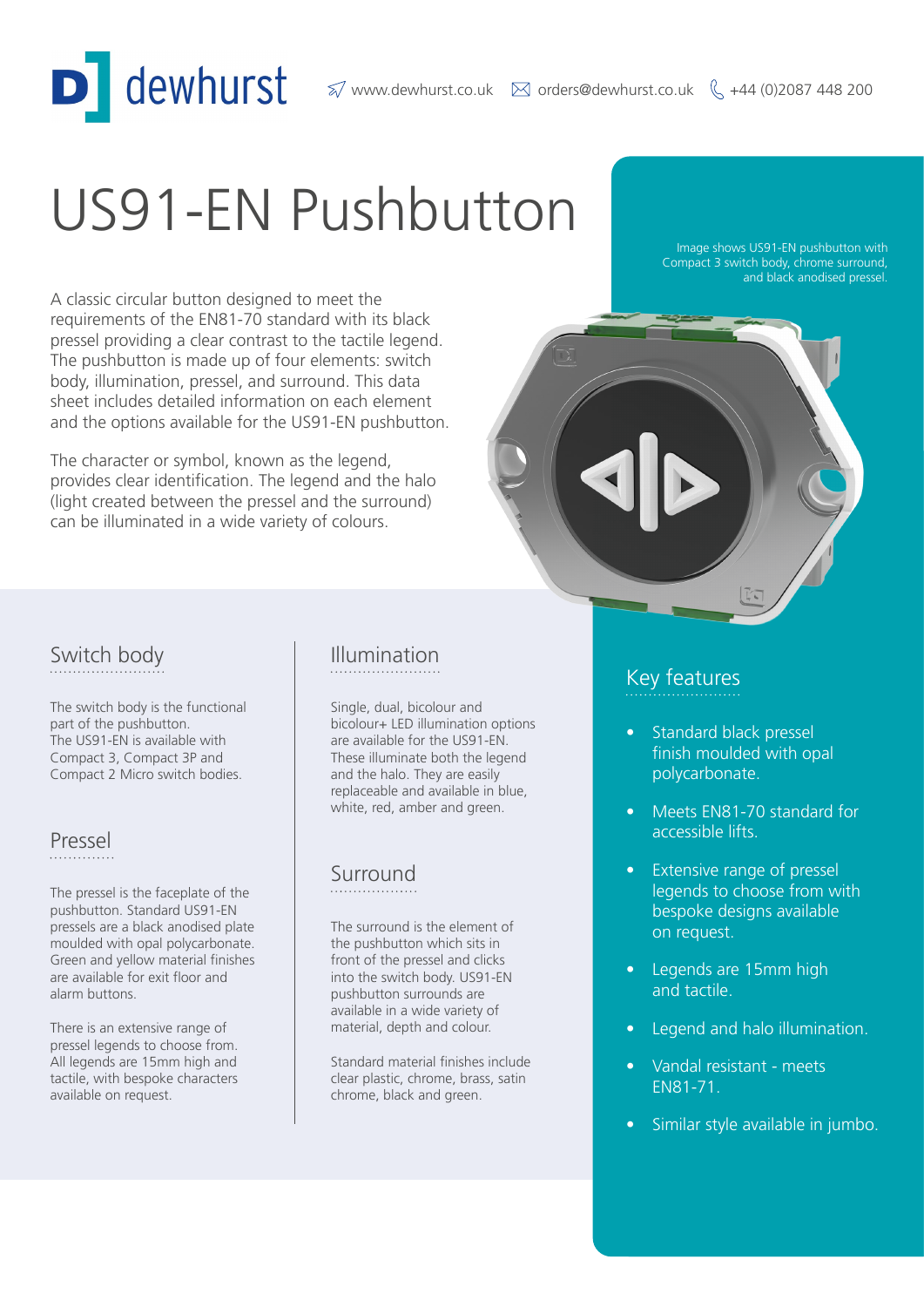dewhurst

www.dewhurst.co.uk   orders@dewhurst.co.uk   +44 (0)2087 448 200

# US91-EN Pushbutton

A classic circular button designed to meet the requirements of the EN81-70 standard with its black pressel providing a clear contrast to the tactile legend. The pushbutton is made up of four elements: switch body, illumination, pressel, and surround. This data sheet includes detailed information on each element and the options available for the US91-EN pushbutton.

The character or symbol, known as the legend, provides clear identification. The legend and the halo (light created between the pressel and the surround) can be illuminated in a wide variety of colours.

Image shows US91-EN pushbutton with Compact 3 switch body, chrome surround, and black anodised pressel.

## Switch body

The switch body is the functional part of the pushbutton. The US91-EN is available with Compact 3, Compact 3P and Compact 2 Micro switch bodies.

## Pressel

The pressel is the faceplate of the pushbutton. Standard US91-EN pressels are a black anodised plate moulded with opal polycarbonate. Green and yellow material finishes are available for exit floor and alarm buttons.

There is an extensive range of pressel legends to choose from. All legends are 15mm high and tactile, with bespoke characters available on request.

## Illumination

Single, dual, bicolour and bicolour+ LED illumination options are available for the US91-EN. These illuminate both the legend and the halo. They are easily replaceable and available in blue, white, red, amber and green.

## Surround

The surround is the element of the pushbutton which sits in front of the pressel and clicks into the switch body. US91-EN pushbutton surrounds are available in a wide variety of material, depth and colour.

Standard material finishes include clear plastic, chrome, brass, satin chrome, black and green.

## Key features

- Standard black pressel finish moulded with opal polycarbonate.
- Meets EN81-70 standard for accessible lifts.
- Extensive range of pressel legends to choose from with bespoke designs available on request.
- Legends are 15mm high and tactile.
- Legend and halo illumination.
- Vandal resistant - meets EN81-71.
- Similar style available in jumbo.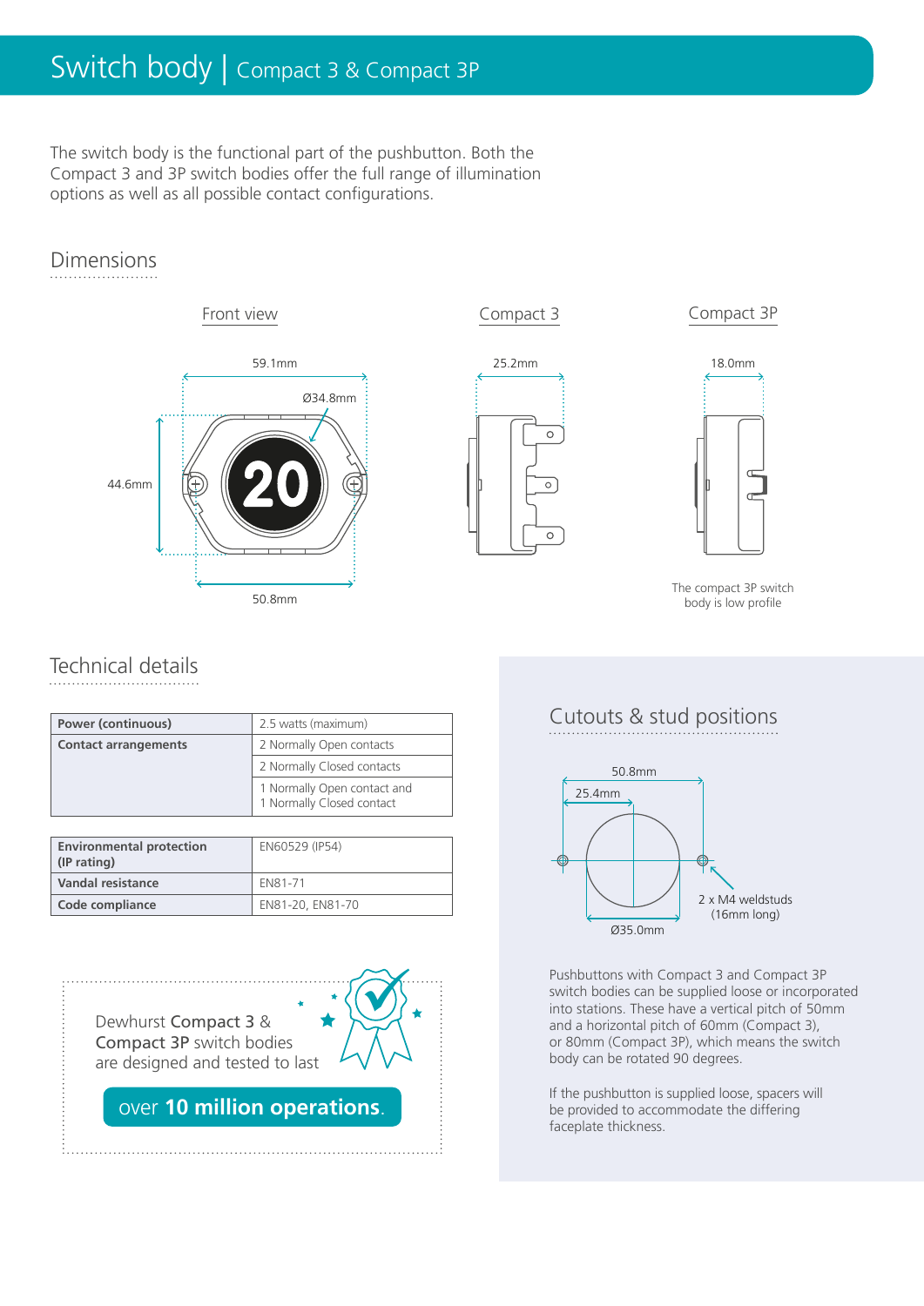# Switch body | Compact 3 & Compact 3P

The switch body is the functional part of the pushbutton. Both the Compact 3 and 3P switch bodies offer the full range of illumination options as well as all possible contact configurations.

## Dimensions

Front view

59.1mm

Ø34.8mm

44.6mm

50.8mm

Compact 3

25.2mm

Compact 3P

18.0mm

The compact 3P switch body is low profile

## Technical details

| Power (continuous) | 2.5 watts (maximum) |
|---|---|
| Contact arrangements | 2 Normally Open contacts |
| | 2 Normally Closed contacts |
| | 1 Normally Open contact and 1 Normally Closed contact |

| Environmental protection (IP rating) | EN60529 (IP54) |
|---|---|
| Vandal resistance | EN81-71 |
| Code compliance | EN81-20, EN81-70 |

Dewhurst **Compact 3** & **Compact 3P** switch bodies are designed and tested to last

over **10 million operations**.

## Cutouts & stud positions

50.8mm

25.4mm

Ø35.0mm

2 x M4 weldstuds (16mm long)

Pushbuttons with Compact 3 and Compact 3P switch bodies can be supplied loose or incorporated into stations. These have a vertical pitch of 50mm and a horizontal pitch of 60mm (Compact 3), or 80mm (Compact 3P), which means the switch body can be rotated 90 degrees.

If the pushbutton is supplied loose, spacers will be provided to accommodate the differing faceplate thickness.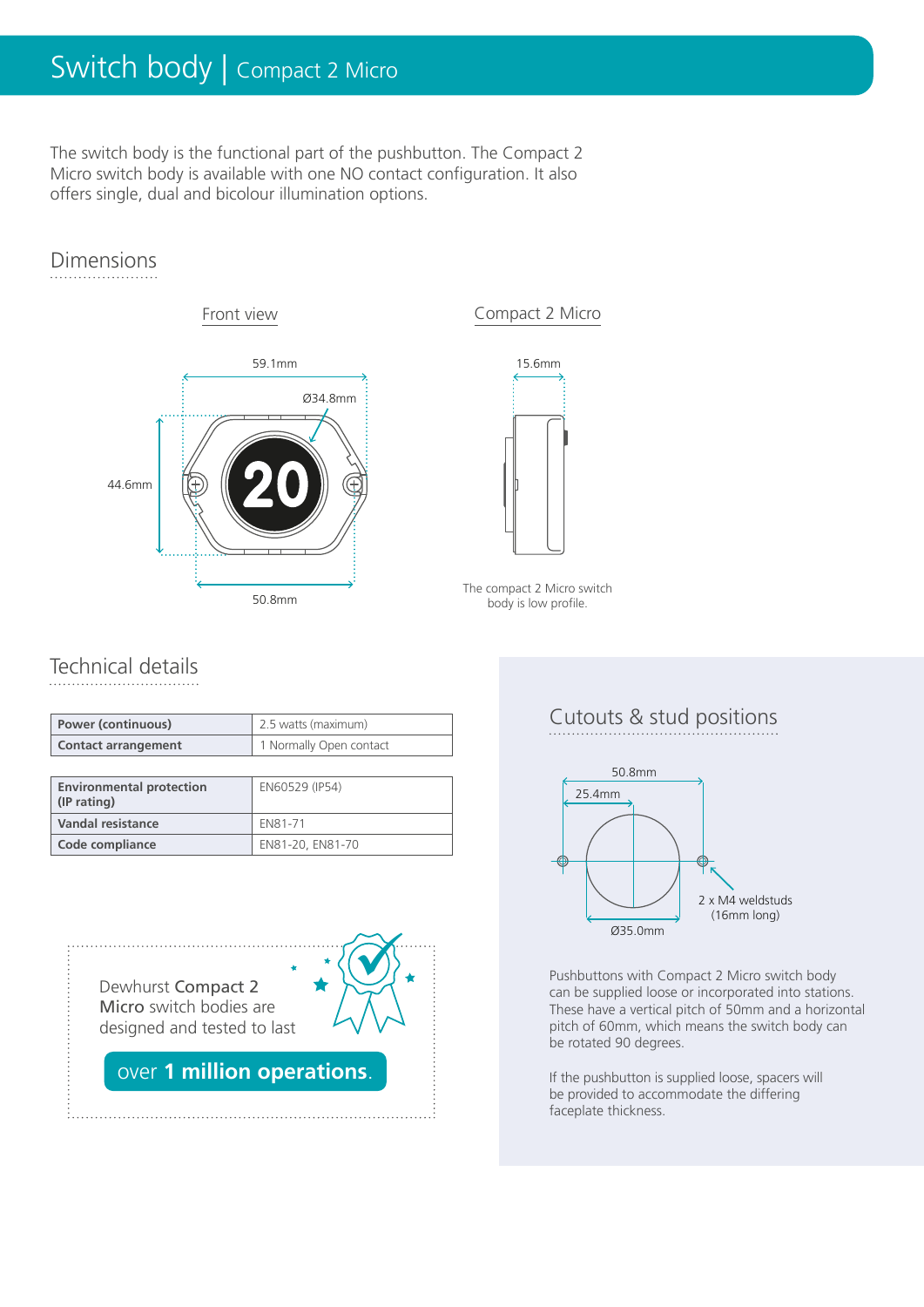# Switch body | Compact 2 Micro

The switch body is the functional part of the pushbutton. The Compact 2 Micro switch body is available with one NO contact configuration. It also offers single, dual and bicolour illumination options.

## Dimensions

Front view

59.1mm

Ø34.8mm

44.6mm

50.8mm

Compact 2 Micro

15.6mm

The compact 2 Micro switch body is low profile.

## Technical details

| | |
|---|---|
| **Power (continuous)** | 2.5 watts (maximum) |
| **Contact arrangement** | 1 Normally Open contact |

| | |
|---|---|
| **Environmental protection (IP rating)** | EN60529 (IP54) |
| **Vandal resistance** | EN81-71 |
| **Code compliance** | EN81-20, EN81-70 |

Dewhurst Compact 2 Micro switch bodies are designed and tested to last

**over 1 million operations.**

## Cutouts & stud positions

50.8mm

25.4mm

2 x M4 weldstuds (16mm long)

Ø35.0mm

Pushbuttons with Compact 2 Micro switch body can be supplied loose or incorporated into stations. These have a vertical pitch of 50mm and a horizontal pitch of 60mm, which means the switch body can be rotated 90 degrees.

If the pushbutton is supplied loose, spacers will be provided to accommodate the differing faceplate thickness.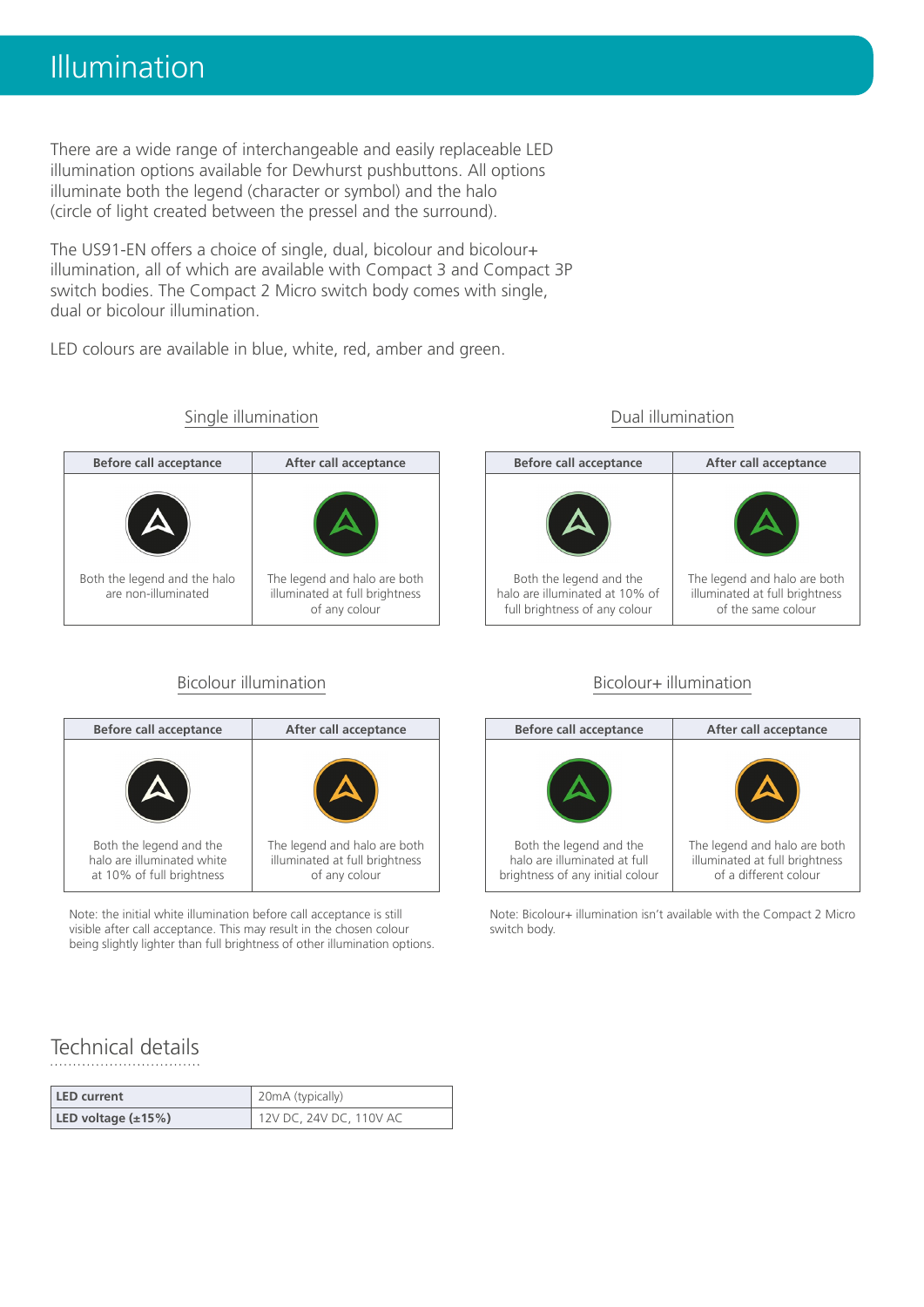# Illumination

There are a wide range of interchangeable and easily replaceable LED illumination options available for Dewhurst pushbuttons. All options illuminate both the legend (character or symbol) and the halo (circle of light created between the pressel and the surround).

The US91-EN offers a choice of single, dual, bicolour and bicolour+ illumination, all of which are available with Compact 3 and Compact 3P switch bodies. The Compact 2 Micro switch body comes with single, dual or bicolour illumination.

LED colours are available in blue, white, red, amber and green.

### Single illumination

| Before call acceptance | After call acceptance |
|---|---|
| Both the legend and the halo are non-illuminated | The legend and halo are both illuminated at full brightness of any colour |

### Dual illumination

| Before call acceptance | After call acceptance |
|---|---|
| Both the legend and the halo are illuminated at 10% of full brightness of any colour | The legend and halo are both illuminated at full brightness of the same colour |

### Bicolour illumination

| Before call acceptance | After call acceptance |
|---|---|
| Both the legend and the halo are illuminated white at 10% of full brightness | The legend and halo are both illuminated at full brightness of any colour |

Note: the initial white illumination before call acceptance is still visible after call acceptance. This may result in the chosen colour being slightly lighter than full brightness of other illumination options.

### Bicolour+ illumination

| Before call acceptance | After call acceptance |
|---|---|
| Both the legend and the halo are illuminated at full brightness of any initial colour | The legend and halo are both illuminated at full brightness of a different colour |

Note: Bicolour+ illumination isn't available with the Compact 2 Micro switch body.

## Technical details

| | |
|---|---|
| **LED current** | 20mA (typically) |
| **LED voltage (±15%)** | 12V DC, 24V DC, 110V AC |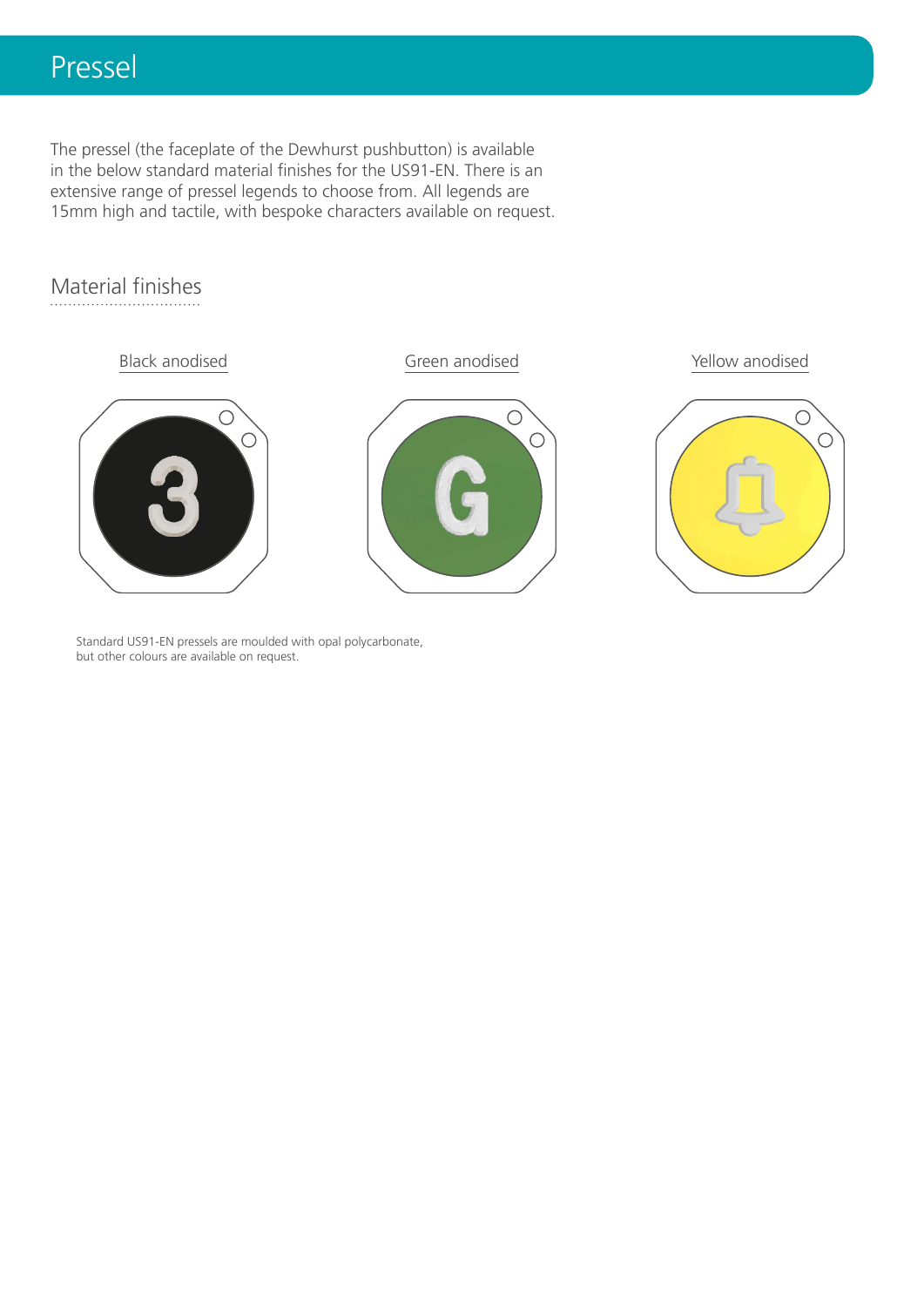# Pressel

The pressel (the faceplate of the Dewhurst pushbutton) is available in the below standard material finishes for the US91-EN. There is an extensive range of pressel legends to choose from. All legends are 15mm high and tactile, with bespoke characters available on request.

## Material finishes

Black anodised

Green anodised

Yellow anodised

Standard US91-EN pressels are moulded with opal polycarbonate, but other colours are available on request.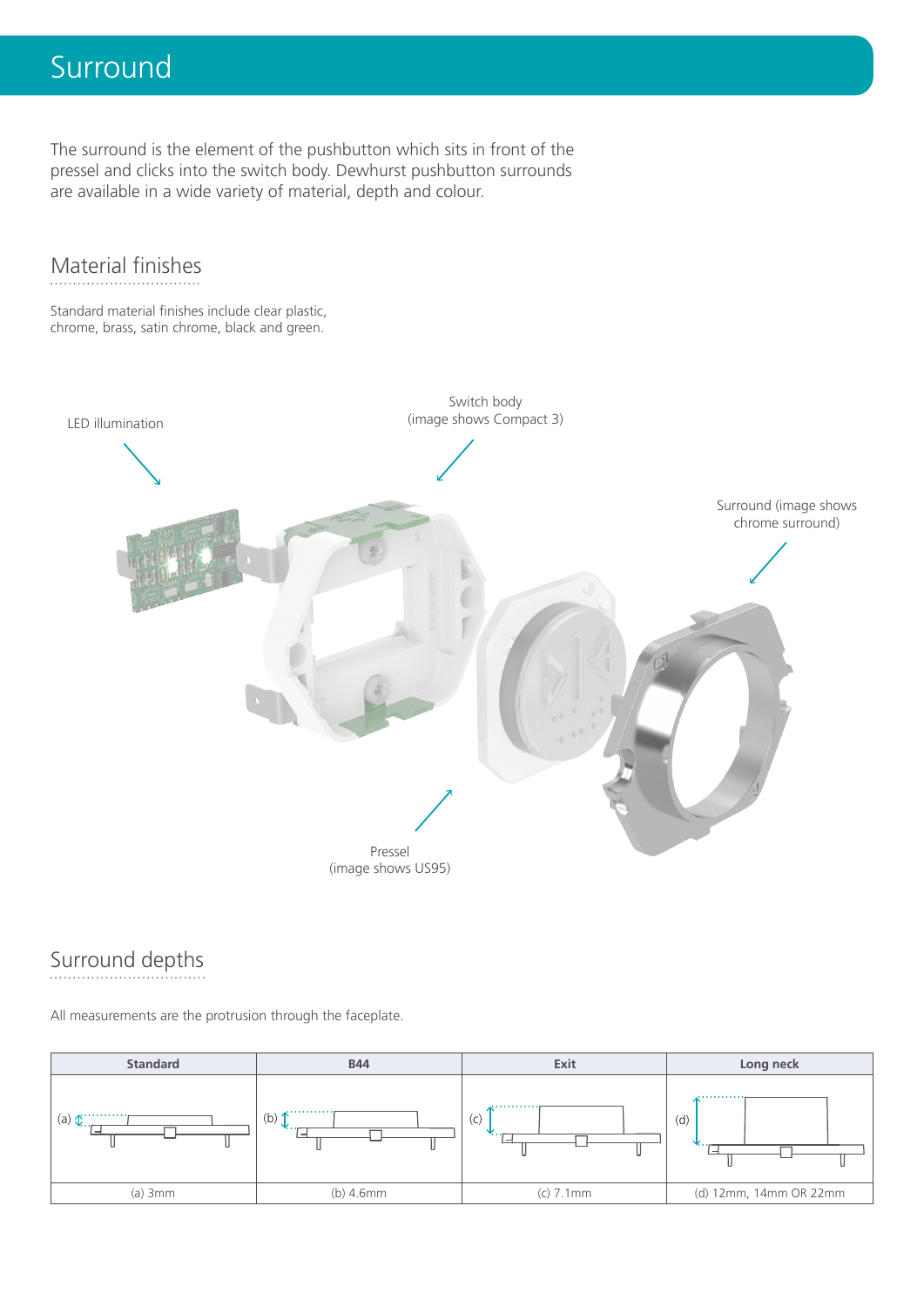# Surround

The surround is the element of the pushbutton which sits in front of the pressel and clicks into the switch body. Dewhurst pushbutton surrounds are available in a wide variety of material, depth and colour.

## Material finishes

Standard material finishes include clear plastic, chrome, brass, satin chrome, black and green.

LED illumination

Switch body (image shows Compact 3)

Surround (image shows chrome surround)

Pressel (image shows US95)

## Surround depths

All measurements are the protrusion through the faceplate.

| Standard | B44 | Exit | Long neck |
| --- | --- | --- | --- |
| (a) | (b) | (c) | (d) |
| (a) 3mm | (b) 4.6mm | (c) 7.1mm | (d) 12mm, 14mm OR 22mm |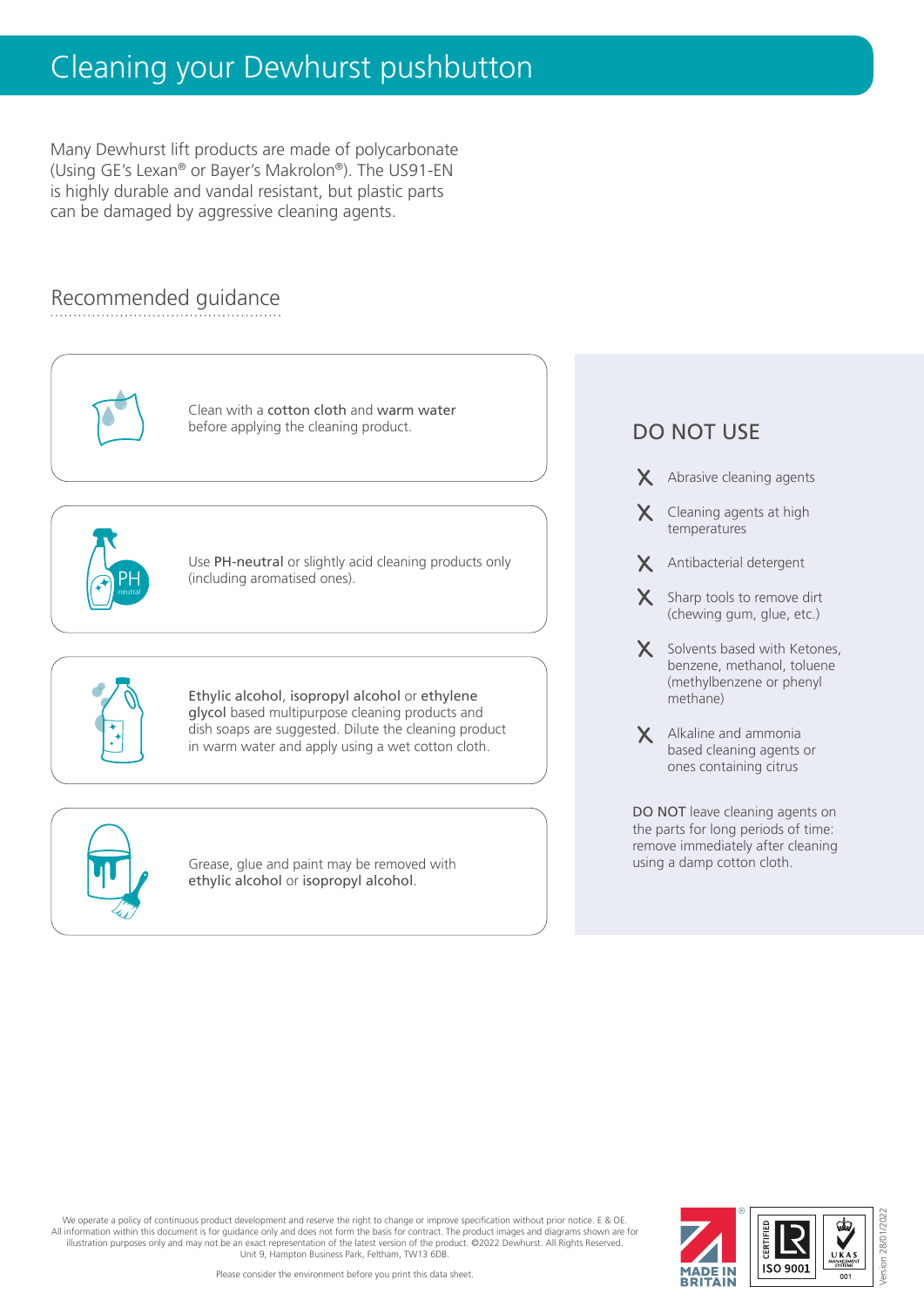# Cleaning your Dewhurst pushbutton

Many Dewhurst lift products are made of polycarbonate (Using GE's Lexan® or Bayer's Makrolon®). The US91-EN is highly durable and vandal resistant, but plastic parts can be damaged by aggressive cleaning agents.

## Recommended guidance

Clean with a **cotton cloth** and **warm water** before applying the cleaning product.

Use **PH-neutral** or slightly acid cleaning products only (including aromatised ones).

**Ethylic alcohol**, **isopropyl alcohol** or **ethylene glycol** based multipurpose cleaning products and dish soaps are suggested. Dilute the cleaning product in warm water and apply using a wet cotton cloth.

Grease, glue and paint may be removed with **ethylic alcohol** or **isopropyl alcohol**.

## DO NOT USE

- ✗ Abrasive cleaning agents
- ✗ Cleaning agents at high temperatures
- ✗ Antibacterial detergent
- ✗ Sharp tools to remove dirt (chewing gum, glue, etc.)
- ✗ Solvents based with Ketones, benzene, methanol, toluene (methylbenzene or phenyl methane)
- ✗ Alkaline and ammonia based cleaning agents or ones containing citrus

**DO NOT** leave cleaning agents on the parts for long periods of time: remove immediately after cleaning using a damp cotton cloth.

We operate a policy of continuous product development and reserve the right to change or improve specification without prior notice. E & OE. All information within this document is for guidance only and does not form the basis for contract. The product images and diagrams shown are for illustration purposes only and may not be an exact representation of the latest version of the product. ©2022 Dewhurst. All Rights Reserved. Unit 9, Hampton Business Park, Feltham, TW13 6DB.

Please consider the environment before you print this data sheet.

MADE IN BRITAIN

CERTIFIED ISO 9001

UKAS MANAGEMENT SYSTEMS 001

Version 28/01/2022